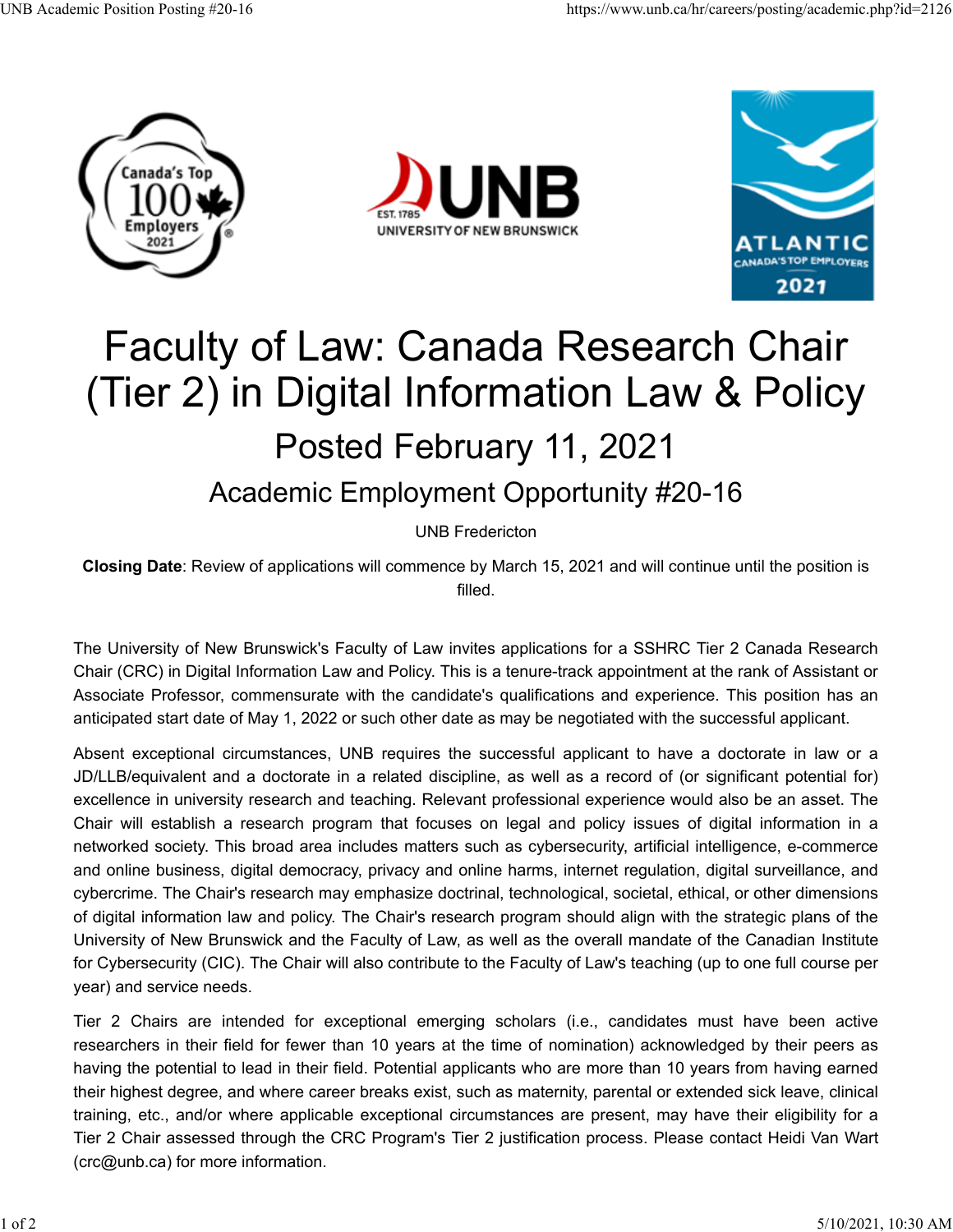# Faculty of Law: Canada Research Chair (Tier 2) in Digital Information Law & Policy

## Posted February 11, 2021

### Academic Employment Opportunity #20-16

UNB Fredericton

**Closing Date**: Review of applications will commence by March 15, 2021 and will continue until the position is filled.

The University of New Brunswick's Faculty of Law invites applications for a SSHRC Tier 2 Canada Research Chair (CRC) in Digital Information Law and Policy. This is a tenure-track appointment at the rank of Assistant or Associate Professor, commensurate with the candidate's qualifications and experience. This position has an anticipated start date of May 1, 2022 or such other date as may be negotiated with the successful applicant.

Absent exceptional circumstances, UNB requires the successful applicant to have a doctorate in law or a JD/LLB/equivalent and a doctorate in a related discipline, as well as a record of (or significant potential for) excellence in university research and teaching. Relevant professional experience would also be an asset. The Chair will establish a research program that focuses on legal and policy issues of digital information in a networked society. This broad area includes matters such as cybersecurity, artificial intelligence, e-commerce and online business, digital democracy, privacy and online harms, internet regulation, digital surveillance, and cybercrime. The Chair's research may emphasize doctrinal, technological, societal, ethical, or other dimensions of digital information law and policy. The Chair's research program should align with the strategic plans of the University of New Brunswick and the Faculty of Law, as well as the overall mandate of the Canadian Institute for Cybersecurity (CIC). The Chair will also contribute to the Faculty of Law's teaching (up to one full course per year) and service needs.

Tier 2 Chairs are intended for exceptional emerging scholars (i.e., candidates must have been active researchers in their field for fewer than 10 years at the time of nomination) acknowledged by their peers as having the potential to lead in their field. Potential applicants who are more than 10 years from having earned their highest degree, and where career breaks exist, such as maternity, parental or extended sick leave, clinical training, etc., and/or where applicable exceptional circumstances are present, may have their eligibility for a Tier 2 Chair assessed through the CRC Program's Tier 2 justification process. Please contact Heidi Van Wart (crc@unb.ca) for more information.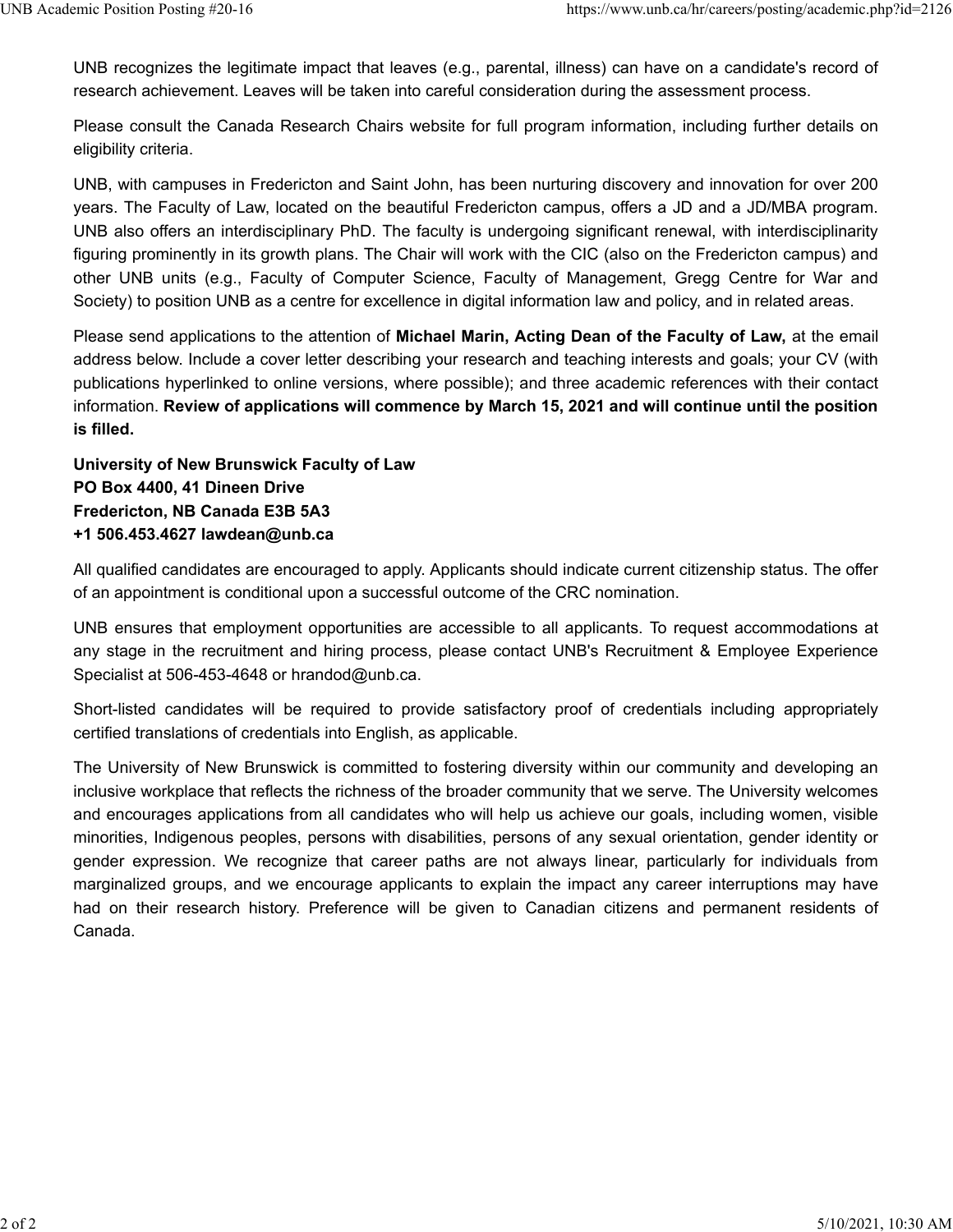UNB recognizes the legitimate impact that leaves (e.g., parental, illness) can have on a candidate's record of research achievement. Leaves will be taken into careful consideration during the assessment process.

Please consult the Canada Research Chairs website for full program information, including further details on eligibility criteria.

UNB, with campuses in Fredericton and Saint John, has been nurturing discovery and innovation for over 200 years. The Faculty of Law, located on the beautiful Fredericton campus, offers a JD and a JD/MBA program. UNB also offers an interdisciplinary PhD. The faculty is undergoing significant renewal, with interdisciplinarity figuring prominently in its growth plans. The Chair will work with the CIC (also on the Fredericton campus) and other UNB units (e.g., Faculty of Computer Science, Faculty of Management, Gregg Centre for War and Society) to position UNB as a centre for excellence in digital information law and policy, and in related areas.

Please send applications to the attention of **Michael Marin, Acting Dean of the Faculty of Law,** at the email address below. Include a cover letter describing your research and teaching interests and goals; your CV (with publications hyperlinked to online versions, where possible); and three academic references with their contact information. **Review of applications will commence by March 15, 2021 and will continue until the position is filled.**

**University of New Brunswick Faculty of Law**
**PO Box 4400, 41 Dineen Drive**
**Fredericton, NB Canada E3B 5A3**
**+1 506.453.4627 lawdean@unb.ca**

All qualified candidates are encouraged to apply. Applicants should indicate current citizenship status. The offer of an appointment is conditional upon a successful outcome of the CRC nomination.

UNB ensures that employment opportunities are accessible to all applicants. To request accommodations at any stage in the recruitment and hiring process, please contact UNB's Recruitment & Employee Experience Specialist at 506-453-4648 or hrandod@unb.ca.

Short-listed candidates will be required to provide satisfactory proof of credentials including appropriately certified translations of credentials into English, as applicable.

The University of New Brunswick is committed to fostering diversity within our community and developing an inclusive workplace that reflects the richness of the broader community that we serve. The University welcomes and encourages applications from all candidates who will help us achieve our goals, including women, visible minorities, Indigenous peoples, persons with disabilities, persons of any sexual orientation, gender identity or gender expression. We recognize that career paths are not always linear, particularly for individuals from marginalized groups, and we encourage applicants to explain the impact any career interruptions may have had on their research history. Preference will be given to Canadian citizens and permanent residents of Canada.